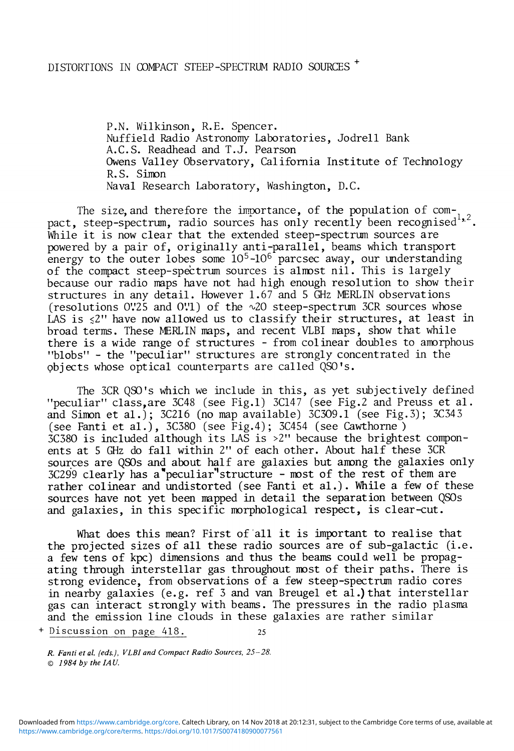# DISTORTIONS IN COMPACT STEEP-SPECTRUM RADIO SOURCES +

P.N. Wilkinson, R.E. Spencer.
Nuffield Radio Astronomy Laboratories, Jodrell Bank
A.C.S. Readhead and T.J. Pearson
Owens Valley Observatory, California Institute of Technology
R.S. Simon
Naval Research Laboratory, Washington, D.C.

The size, and therefore the importance, of the population of compact, steep-spectrum, radio sources has only recently been recognised[1,2]. While it is now clear that the extended steep-spectrum sources are powered by a pair of, originally anti-parallel, beams which transport energy to the outer lobes some $10^5$-$10^6$ parcsec away, our understanding of the compact steep-spectrum sources is almost nil. This is largely because our radio maps have not had high enough resolution to show their structures in any detail. However 1.67 and 5 GHz MERLIN observations (resolutions 0".25 and 0".1) of the $\sim$20 steep-spectrum 3CR sources whose LAS is $\lesssim$2" have now allowed us to classify their structures, at least in broad terms. These MERLIN maps, and recent VLBI maps, show that while there is a wide range of structures - from colinear doubles to amorphous "blobs" - the "peculiar" structures are strongly concentrated in the objects whose optical counterparts are called QSO's.

The 3CR QSO's which we include in this, as yet subjectively defined "peculiar" class, are 3C48 (see Fig.1) 3C147 (see Fig.2 and Preuss et al. and Simon et al.); 3C216 (no map available) 3C309.1 (see Fig.3); 3C343 (see Fanti et al.), 3C380 (see Fig.4); 3C454 (see Cawthorne) 3C380 is included although its LAS is >2" because the brightest components at 5 GHz do fall within 2" of each other. About half these 3CR sources are QSOs and about half are galaxies but among the galaxies only 3C299 clearly has a "peculiar" structure - most of the rest of them are rather colinear and undistorted (see Fanti et al.). While a few of these sources have not yet been mapped in detail the separation between QSOs and galaxies, in this specific morphological respect, is clear-cut.

What does this mean? First of all it is important to realise that the projected sizes of all these radio sources are of sub-galactic (i.e. a few tens of kpc) dimensions and thus the beams could well be propagating through interstellar gas throughout most of their paths. There is strong evidence, from observations of a few steep-spectrum radio cores in nearby galaxies (e.g. ref 3 and van Breugel et al.) that interstellar gas can interact strongly with beams. The pressures in the radio plasma and the emission line clouds in these galaxies are rather similar

+ Discussion on page 418.

*R. Fanti et al. (eds.), VLBI and Compact Radio Sources, 25–28.*
*© 1984 by the IAU.*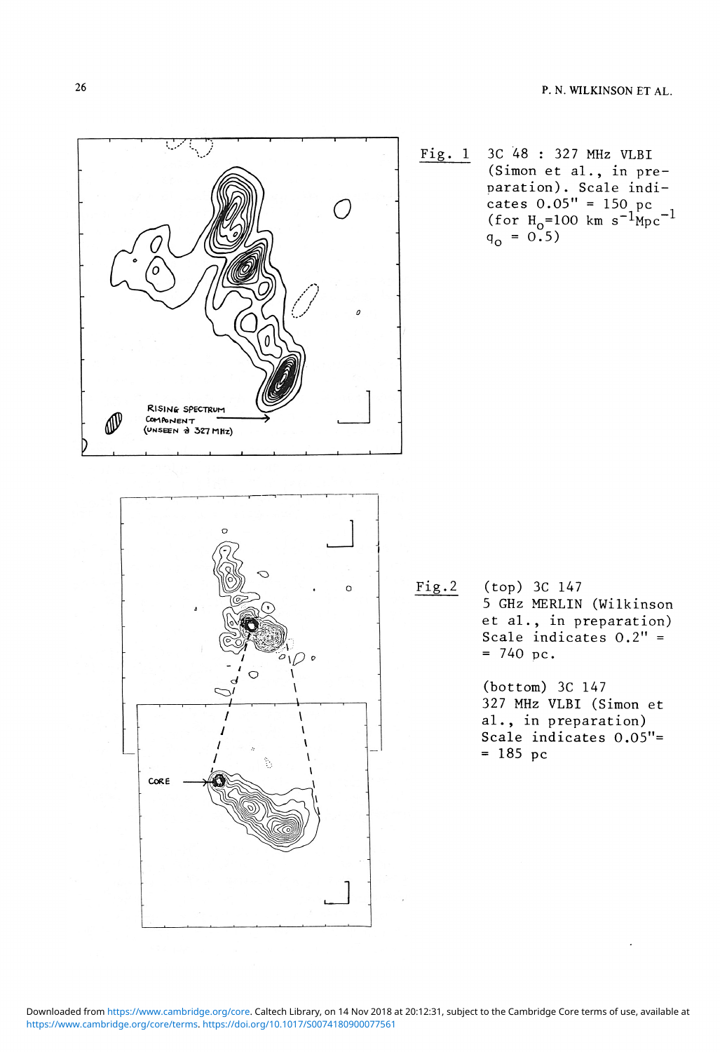Fig. 1 3C 48 : 327 MHz VLBI (Simon et al., in preparation). Scale indicates 0.05" = 150 pc (for $H_0$=100 km $s^{-1}Mpc^{-1}$ $q_0$ = 0.5)

Fig.2 (top) 3C 147 5 GHz MERLIN (Wilkinson et al., in preparation) Scale indicates 0.2" = = 740 pc.

(bottom) 3C 147 327 MHz VLBI (Simon et al., in preparation) Scale indicates 0.05"= = 185 pc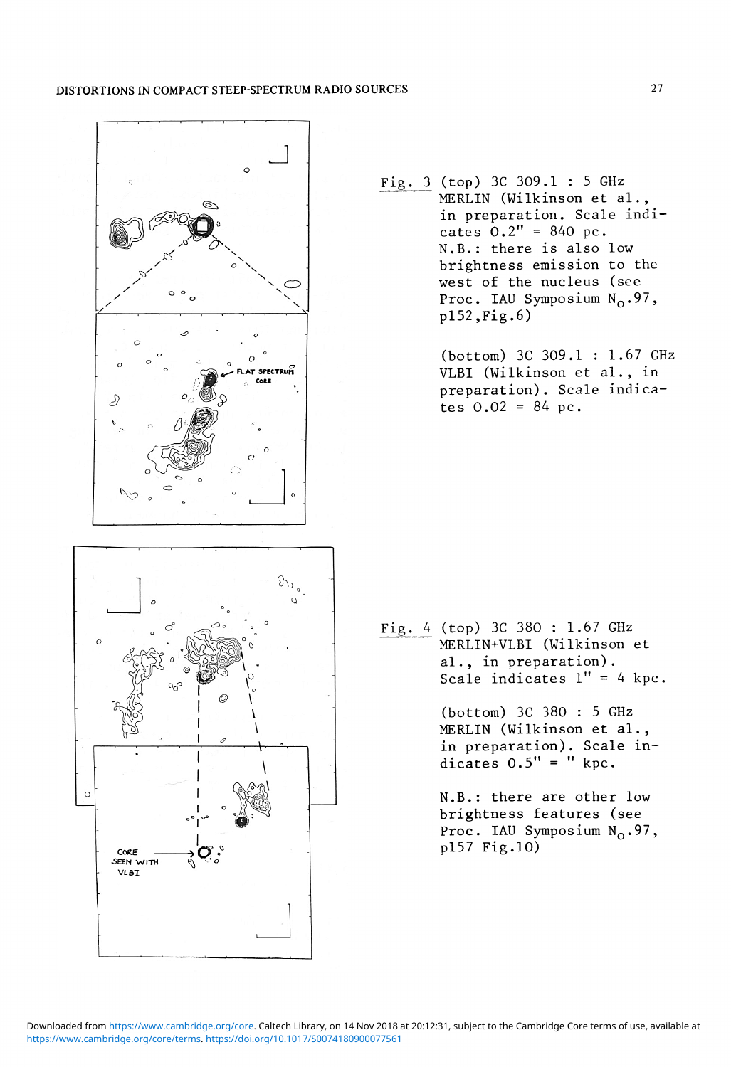Fig. 3 (top) 3C 309.1 : 5 GHz MERLIN (Wilkinson et al., in preparation. Scale indicates 0.2" = 840 pc. N.B.: there is also low brightness emission to the west of the nucleus (see Proc. IAU Symposium $N_o$.97, p152,Fig.6)

(bottom) 3C 309.1 : 1.67 GHz VLBI (Wilkinson et al., in preparation). Scale indicates 0.02 = 84 pc.

Fig. 4 (top) 3C 380 : 1.67 GHz MERLIN+VLBI (Wilkinson et al., in preparation). Scale indicates 1" = 4 kpc.

(bottom) 3C 380 : 5 GHz MERLIN (Wilkinson et al., in preparation). Scale indicates 0.5" = " kpc.

N.B.: there are other low brightness features (see Proc. IAU Symposium $N_o$.97, p157 Fig.10)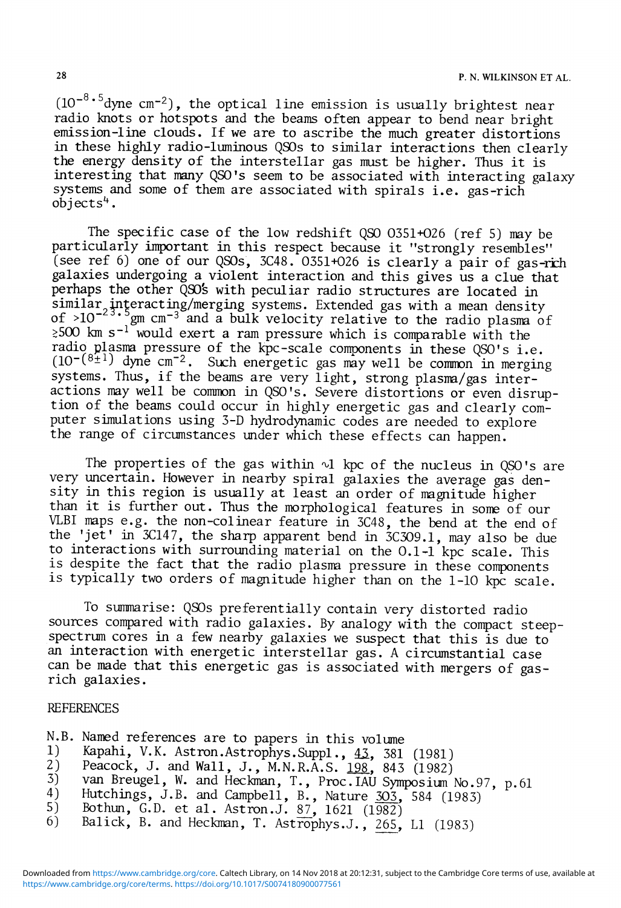$(10^{-8.5}$dyne cm$^{-2}$), the optical line emission is usually brightest near radio knots or hotspots and the beams often appear to bend near bright emission-line clouds. If we are to ascribe the much greater distortions in these highly radio-luminous QSOs to similar interactions then clearly the energy density of the interstellar gas must be higher. Thus it is interesting that many QSO's seem to be associated with interacting galaxy systems and some of them are associated with spirals i.e. gas-rich objects[4].

The specific case of the low redshift QSO 0351+026 (ref 5) may be particularly important in this respect because it "strongly resembles" (see ref 6) one of our QSOs, 3C48. 0351+026 is clearly a pair of gas-rich galaxies undergoing a violent interaction and this gives us a clue that perhaps the other QSO's with peculiar radio structures are located in similar interacting/merging systems. Extended gas with a mean density of $>10^{-23.5}$gm cm$^{-3}$ and a bulk velocity relative to the radio plasma of $\gtrsim$500 km s$^{-1}$ would exert a ram pressure which is comparable with the radio plasma pressure of the kpc-scale components in these QSO's i.e. $(10^{-(8\pm1)}$ dyne cm$^{-2}$. Such energetic gas may well be common in merging systems. Thus, if the beams are very light, strong plasma/gas interactions may well be common in QSO's. Severe distortions or even disruption of the beams could occur in highly energetic gas and clearly computer simulations using 3-D hydrodynamic codes are needed to explore the range of circumstances under which these effects can happen.

The properties of the gas within ~1 kpc of the nucleus in QSO's are very uncertain. However in nearby spiral galaxies the average gas density in this region is usually at least an order of magnitude higher than it is further out. Thus the morphological features in some of our VLBI maps e.g. the non-colinear feature in 3C48, the bend at the end of the 'jet' in 3C147, the sharp apparent bend in 3C309.1, may also be due to interactions with surrounding material on the 0.1-1 kpc scale. This is despite the fact that the radio plasma pressure in these components is typically two orders of magnitude higher than on the 1-10 kpc scale.

To summarise: QSOs preferentially contain very distorted radio sources compared with radio galaxies. By analogy with the compact steep-spectrum cores in a few nearby galaxies we suspect that this is due to an interaction with energetic interstellar gas. A circumstantial case can be made that this energetic gas is associated with mergers of gas-rich galaxies.

## REFERENCES

N.B. Named references are to papers in this volume

1) Kapahi, V.K. Astron.Astrophys.Suppl., 43, 381 (1981)
2) Peacock, J. and Wall, J., M.N.R.A.S. 198, 843 (1982)
3) van Breugel, W. and Heckman, T., Proc.IAU Symposium No.97, p.61
4) Hutchings, J.B. and Campbell, B., Nature 303, 584 (1983)
5) Bothun, G.D. et al. Astron.J. 87, 1621 (1982)
6) Balick, B. and Heckman, T. Astrophys.J., 265, L1 (1983)